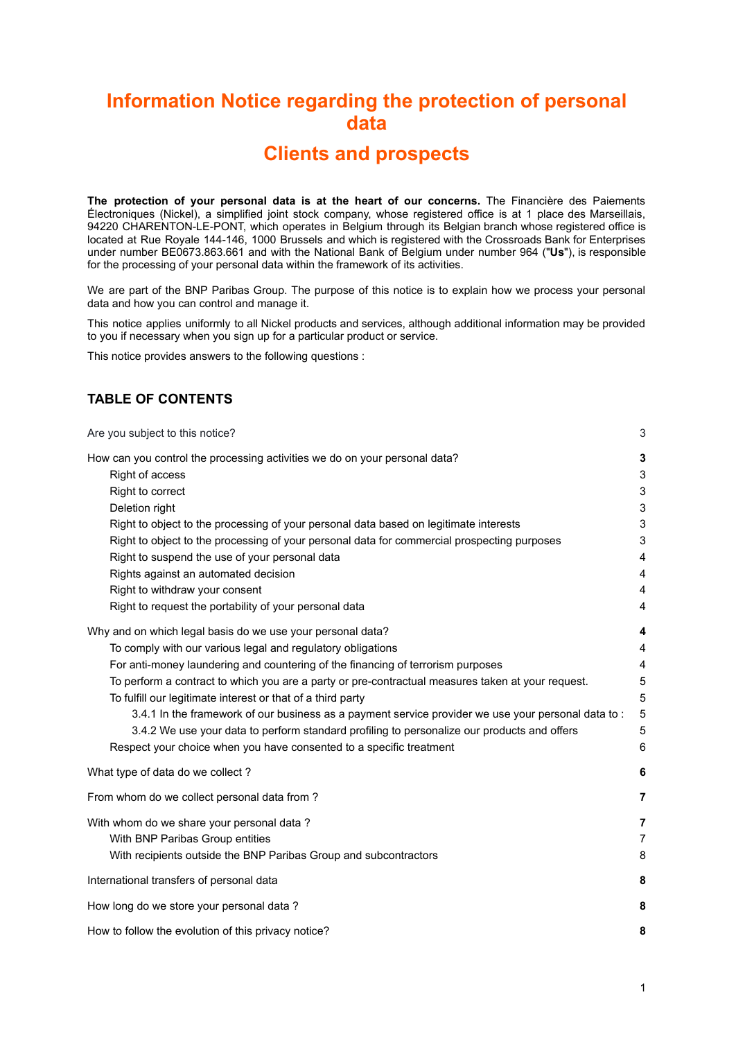# Information Notice regarding the protection of personal data

# Clients and prospects

**The protection of your personal data is at the heart of our concerns.** The Financière des Paiements Électroniques (Nickel), a simplified joint stock company, whose registered office is at 1 place des Marseillais, 94220 CHARENTON-LE-PONT, which operates in Belgium through its Belgian branch whose registered office is located at Rue Royale 144-146, 1000 Brussels and which is registered with the Crossroads Bank for Enterprises under number BE0673.863.661 and with the National Bank of Belgium under number 964 ("**Us**"), is responsible for the processing of your personal data within the framework of its activities.

We are part of the BNP Paribas Group. The purpose of this notice is to explain how we process your personal data and how you can control and manage it.

This notice applies uniformly to all Nickel products and services, although additional information may be provided to you if necessary when you sign up for a particular product or service.

This notice provides answers to the following questions :

## TABLE OF CONTENTS

| | |
|---|---|
| Are you subject to this notice? | 3 |
| **How can you control the processing activities we do on your personal data?** | **3** |
| Right of access | 3 |
| Right to correct | 3 |
| Deletion right | 3 |
| Right to object to the processing of your personal data based on legitimate interests | 3 |
| Right to object to the processing of your personal data for commercial prospecting purposes | 3 |
| Right to suspend the use of your personal data | 4 |
| Rights against an automated decision | 4 |
| Right to withdraw your consent | 4 |
| Right to request the portability of your personal data | 4 |
| **Why and on which legal basis do we use your personal data?** | **4** |
| To comply with our various legal and regulatory obligations | 4 |
| For anti-money laundering and countering of the financing of terrorism purposes | 4 |
| To perform a contract to which you are a party or pre-contractual measures taken at your request. | 5 |
| To fulfill our legitimate interest or that of a third party | 5 |
| 3.4.1 In the framework of our business as a payment service provider we use your personal data to : | 5 |
| 3.4.2 We use your data to perform standard profiling to personalize our products and offers | 5 |
| Respect your choice when you have consented to a specific treatment | 6 |
| **What type of data do we collect ?** | **6** |
| **From whom do we collect personal data from ?** | **7** |
| **With whom do we share your personal data ?** | **7** |
| With BNP Paribas Group entities | 7 |
| With recipients outside the BNP Paribas Group and subcontractors | 8 |
| **International transfers of personal data** | **8** |
| **How long do we store your personal data ?** | **8** |
| **How to follow the evolution of this privacy notice?** | **8** |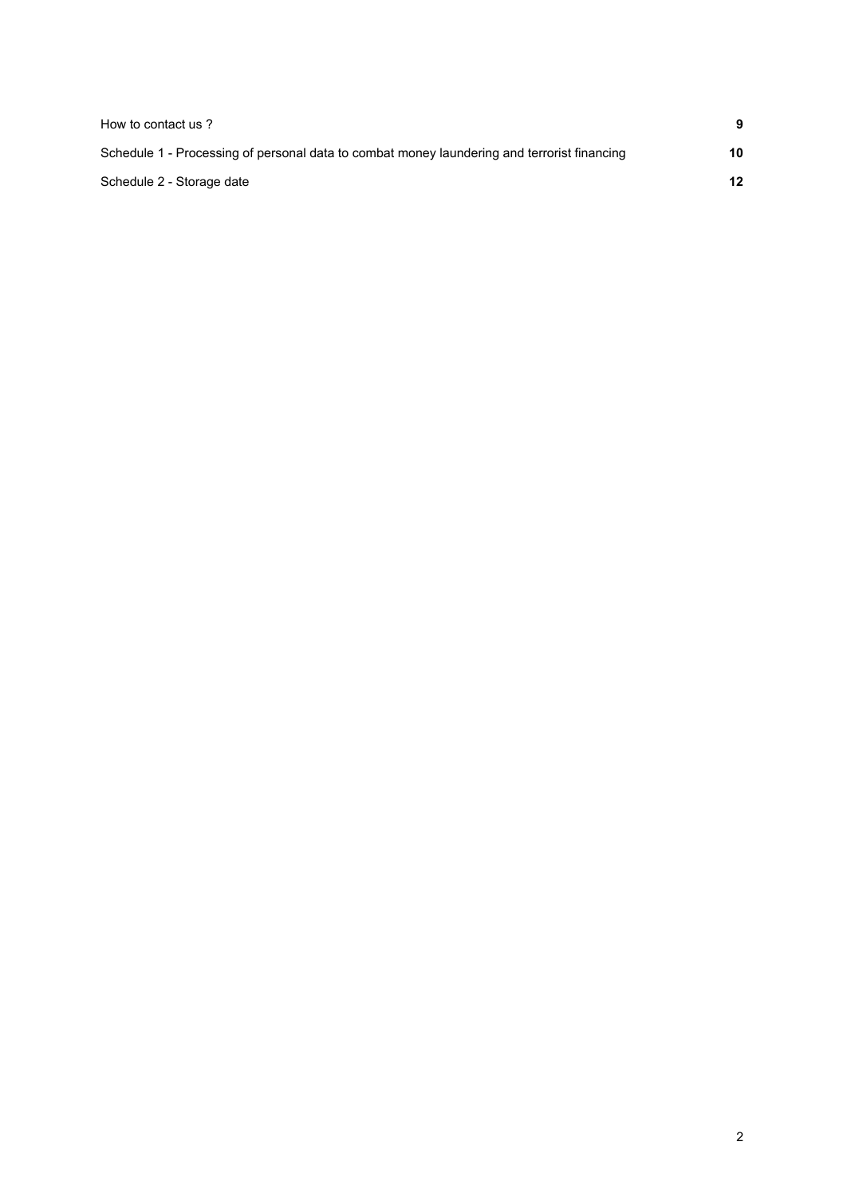| | |
|---|---|
| How to contact us ? | **9** |
| Schedule 1 - Processing of personal data to combat money laundering and terrorist financing | **10** |
| Schedule 2 - Storage date | **12** |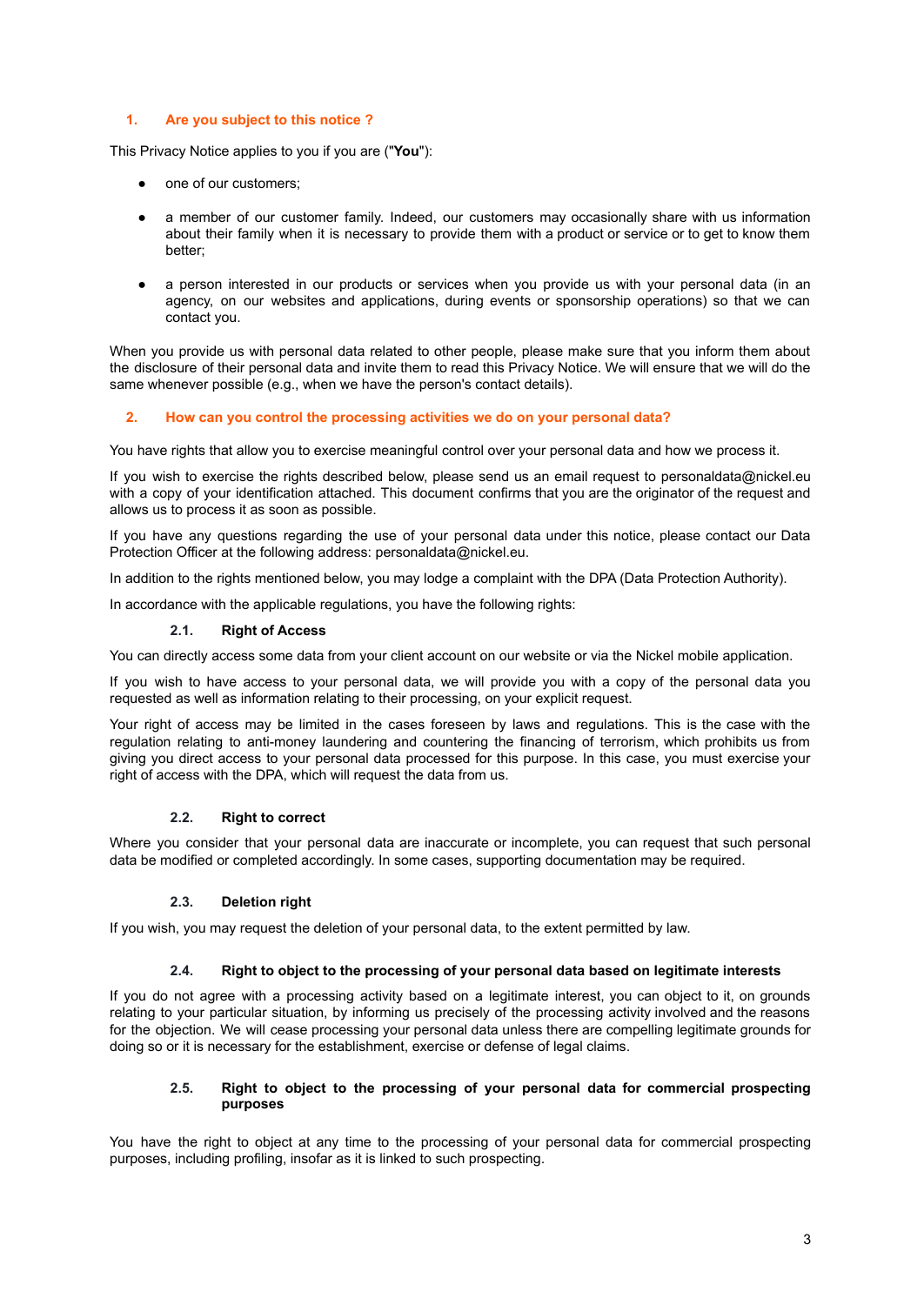## 1. Are you subject to this notice ?

This Privacy Notice applies to you if you are ("**You**"):

- one of our customers;
- a member of our customer family. Indeed, our customers may occasionally share with us information about their family when it is necessary to provide them with a product or service or to get to know them better;
- a person interested in our products or services when you provide us with your personal data (in an agency, on our websites and applications, during events or sponsorship operations) so that we can contact you.

When you provide us with personal data related to other people, please make sure that you inform them about the disclosure of their personal data and invite them to read this Privacy Notice. We will ensure that we will do the same whenever possible (e.g., when we have the person's contact details).

## 2. How can you control the processing activities we do on your personal data?

You have rights that allow you to exercise meaningful control over your personal data and how we process it.

If you wish to exercise the rights described below, please send us an email request to personaldata@nickel.eu with a copy of your identification attached. This document confirms that you are the originator of the request and allows us to process it as soon as possible.

If you have any questions regarding the use of your personal data under this notice, please contact our Data Protection Officer at the following address: personaldata@nickel.eu.

In addition to the rights mentioned below, you may lodge a complaint with the DPA (Data Protection Authority).

In accordance with the applicable regulations, you have the following rights:

### 2.1. Right of Access

You can directly access some data from your client account on our website or via the Nickel mobile application.

If you wish to have access to your personal data, we will provide you with a copy of the personal data you requested as well as information relating to their processing, on your explicit request.

Your right of access may be limited in the cases foreseen by laws and regulations. This is the case with the regulation relating to anti-money laundering and countering the financing of terrorism, which prohibits us from giving you direct access to your personal data processed for this purpose. In this case, you must exercise your right of access with the DPA, which will request the data from us.

### 2.2. Right to correct

Where you consider that your personal data are inaccurate or incomplete, you can request that such personal data be modified or completed accordingly. In some cases, supporting documentation may be required.

### 2.3. Deletion right

If you wish, you may request the deletion of your personal data, to the extent permitted by law.

### 2.4. Right to object to the processing of your personal data based on legitimate interests

If you do not agree with a processing activity based on a legitimate interest, you can object to it, on grounds relating to your particular situation, by informing us precisely of the processing activity involved and the reasons for the objection. We will cease processing your personal data unless there are compelling legitimate grounds for doing so or it is necessary for the establishment, exercise or defense of legal claims.

### 2.5. Right to object to the processing of your personal data for commercial prospecting purposes

You have the right to object at any time to the processing of your personal data for commercial prospecting purposes, including profiling, insofar as it is linked to such prospecting.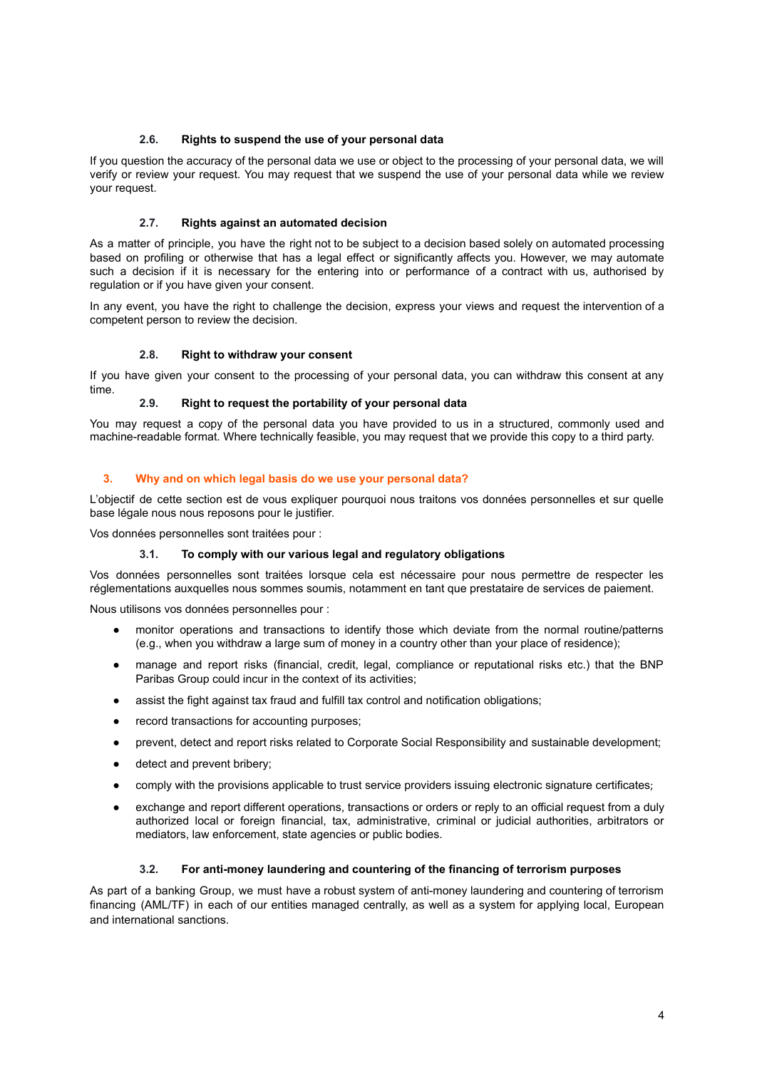### 2.6. Rights to suspend the use of your personal data

If you question the accuracy of the personal data we use or object to the processing of your personal data, we will verify or review your request. You may request that we suspend the use of your personal data while we review your request.

### 2.7. Rights against an automated decision

As a matter of principle, you have the right not to be subject to a decision based solely on automated processing based on profiling or otherwise that has a legal effect or significantly affects you. However, we may automate such a decision if it is necessary for the entering into or performance of a contract with us, authorised by regulation or if you have given your consent.

In any event, you have the right to challenge the decision, express your views and request the intervention of a competent person to review the decision.

### 2.8. Right to withdraw your consent

If you have given your consent to the processing of your personal data, you can withdraw this consent at any time.

### 2.9. Right to request the portability of your personal data

You may request a copy of the personal data you have provided to us in a structured, commonly used and machine-readable format. Where technically feasible, you may request that we provide this copy to a third party.

## 3. Why and on which legal basis do we use your personal data?

L'objectif de cette section est de vous expliquer pourquoi nous traitons vos données personnelles et sur quelle base légale nous nous reposons pour le justifier.

Vos données personnelles sont traitées pour :

### 3.1. To comply with our various legal and regulatory obligations

Vos données personnelles sont traitées lorsque cela est nécessaire pour nous permettre de respecter les réglementations auxquelles nous sommes soumis, notamment en tant que prestataire de services de paiement.

Nous utilisons vos données personnelles pour :

- monitor operations and transactions to identify those which deviate from the normal routine/patterns (e.g., when you withdraw a large sum of money in a country other than your place of residence);
- manage and report risks (financial, credit, legal, compliance or reputational risks etc.) that the BNP Paribas Group could incur in the context of its activities;
- assist the fight against tax fraud and fulfill tax control and notification obligations;
- record transactions for accounting purposes;
- prevent, detect and report risks related to Corporate Social Responsibility and sustainable development;
- detect and prevent bribery;
- comply with the provisions applicable to trust service providers issuing electronic signature certificates;
- exchange and report different operations, transactions or orders or reply to an official request from a duly authorized local or foreign financial, tax, administrative, criminal or judicial authorities, arbitrators or mediators, law enforcement, state agencies or public bodies.

### 3.2. For anti-money laundering and countering of the financing of terrorism purposes

As part of a banking Group, we must have a robust system of anti-money laundering and countering of terrorism financing (AML/TF) in each of our entities managed centrally, as well as a system for applying local, European and international sanctions.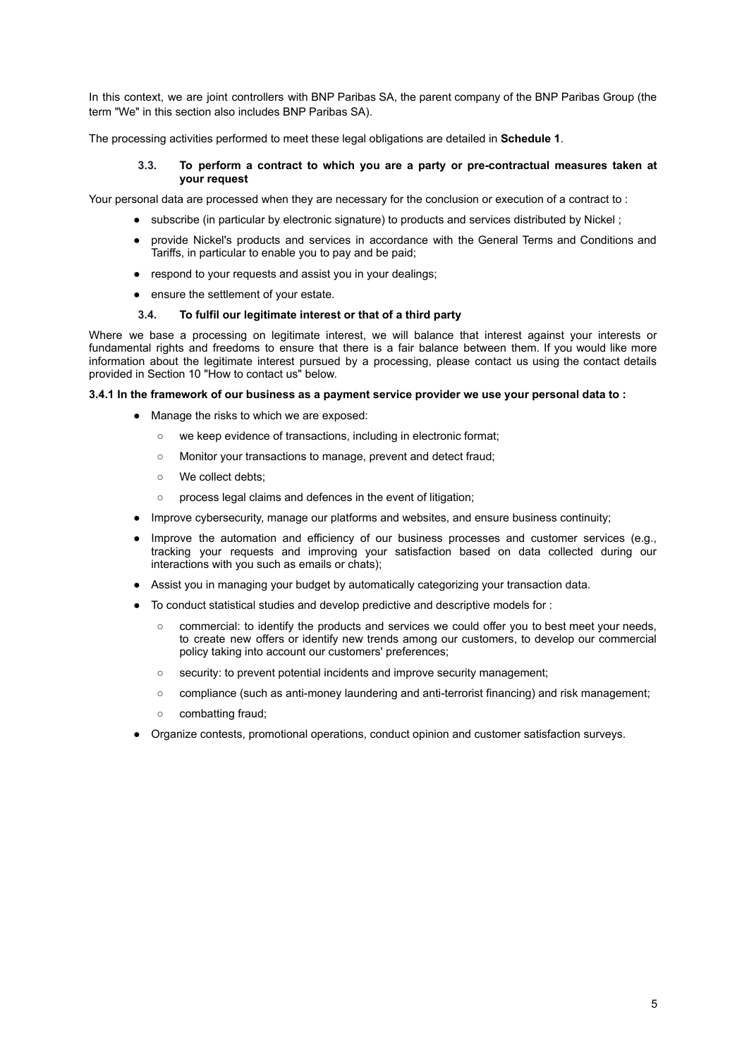In this context, we are joint controllers with BNP Paribas SA, the parent company of the BNP Paribas Group (the term "We" in this section also includes BNP Paribas SA).

The processing activities performed to meet these legal obligations are detailed in **Schedule 1**.

### 3.3. To perform a contract to which you are a party or pre-contractual measures taken at your request

Your personal data are processed when they are necessary for the conclusion or execution of a contract to :

- subscribe (in particular by electronic signature) to products and services distributed by Nickel ;
- provide Nickel's products and services in accordance with the General Terms and Conditions and Tariffs, in particular to enable you to pay and be paid;
- respond to your requests and assist you in your dealings;
- ensure the settlement of your estate.

### 3.4. To fulfil our legitimate interest or that of a third party

Where we base a processing on legitimate interest, we will balance that interest against your interests or fundamental rights and freedoms to ensure that there is a fair balance between them. If you would like more information about the legitimate interest pursued by a processing, please contact us using the contact details provided in Section 10 "How to contact us" below.

**3.4.1 In the framework of our business as a payment service provider we use your personal data to :**

- Manage the risks to which we are exposed:
  - we keep evidence of transactions, including in electronic format;
  - Monitor your transactions to manage, prevent and detect fraud;
  - We collect debts;
  - process legal claims and defences in the event of litigation;
- Improve cybersecurity, manage our platforms and websites, and ensure business continuity;
- Improve the automation and efficiency of our business processes and customer services (e.g., tracking your requests and improving your satisfaction based on data collected during our interactions with you such as emails or chats);
- Assist you in managing your budget by automatically categorizing your transaction data.
- To conduct statistical studies and develop predictive and descriptive models for :
  - commercial: to identify the products and services we could offer you to best meet your needs, to create new offers or identify new trends among our customers, to develop our commercial policy taking into account our customers' preferences;
  - security: to prevent potential incidents and improve security management;
  - compliance (such as anti-money laundering and anti-terrorist financing) and risk management;
  - combatting fraud;
- Organize contests, promotional operations, conduct opinion and customer satisfaction surveys.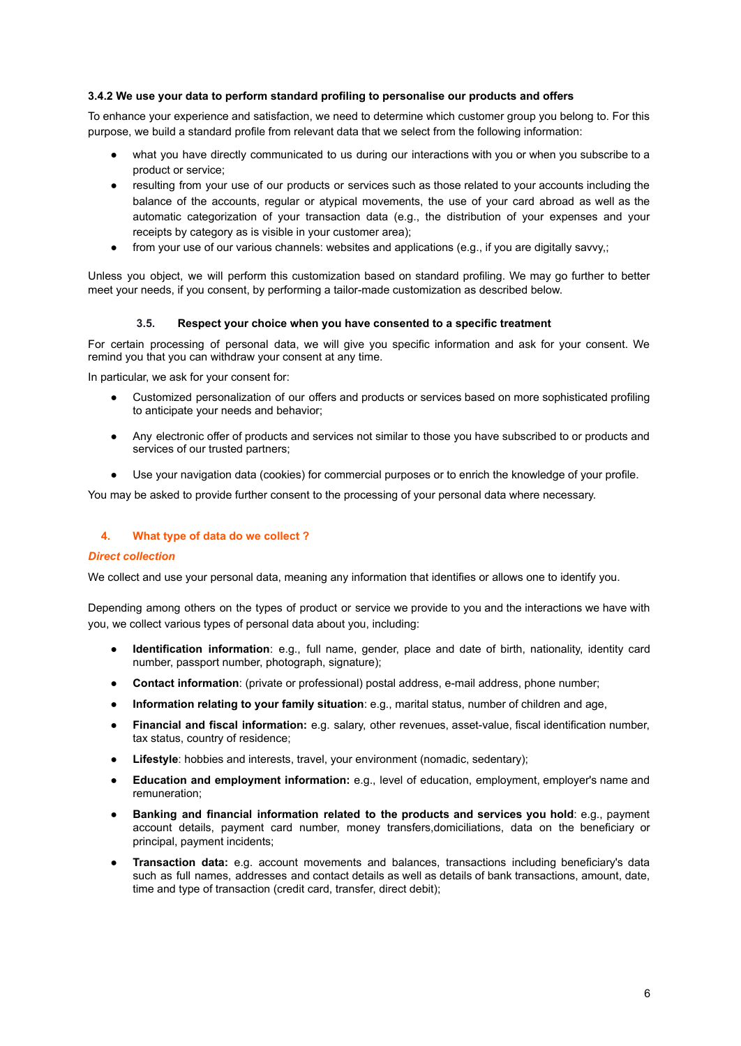#### 3.4.2 We use your data to perform standard profiling to personalise our products and offers

To enhance your experience and satisfaction, we need to determine which customer group you belong to. For this purpose, we build a standard profile from relevant data that we select from the following information:

- what you have directly communicated to us during our interactions with you or when you subscribe to a product or service;
- resulting from your use of our products or services such as those related to your accounts including the balance of the accounts, regular or atypical movements, the use of your card abroad as well as the automatic categorization of your transaction data (e.g., the distribution of your expenses and your receipts by category as is visible in your customer area);
- from your use of our various channels: websites and applications (e.g., if you are digitally savvy,;

Unless you object, we will perform this customization based on standard profiling. We may go further to better meet your needs, if you consent, by performing a tailor-made customization as described below.

### 3.5. Respect your choice when you have consented to a specific treatment

For certain processing of personal data, we will give you specific information and ask for your consent. We remind you that you can withdraw your consent at any time.

In particular, we ask for your consent for:

- Customized personalization of our offers and products or services based on more sophisticated profiling to anticipate your needs and behavior;
- Any electronic offer of products and services not similar to those you have subscribed to or products and services of our trusted partners;
- Use your navigation data (cookies) for commercial purposes or to enrich the knowledge of your profile.

You may be asked to provide further consent to the processing of your personal data where necessary.

## 4. What type of data do we collect ?

***Direct collection***

We collect and use your personal data, meaning any information that identifies or allows one to identify you.

Depending among others on the types of product or service we provide to you and the interactions we have with you, we collect various types of personal data about you, including:

- **Identification information**: e.g., full name, gender, place and date of birth, nationality, identity card number, passport number, photograph, signature);
- **Contact information**: (private or professional) postal address, e-mail address, phone number;
- **Information relating to your family situation**: e.g., marital status, number of children and age,
- **Financial and fiscal information:** e.g. salary, other revenues, asset-value, fiscal identification number, tax status, country of residence;
- **Lifestyle**: hobbies and interests, travel, your environment (nomadic, sedentary);
- **Education and employment information:** e.g., level of education, employment, employer's name and remuneration;
- **Banking and financial information related to the products and services you hold**: e.g., payment account details, payment card number, money transfers,domiciliations, data on the beneficiary or principal, payment incidents;
- **Transaction data:** e.g. account movements and balances, transactions including beneficiary's data such as full names, addresses and contact details as well as details of bank transactions, amount, date, time and type of transaction (credit card, transfer, direct debit);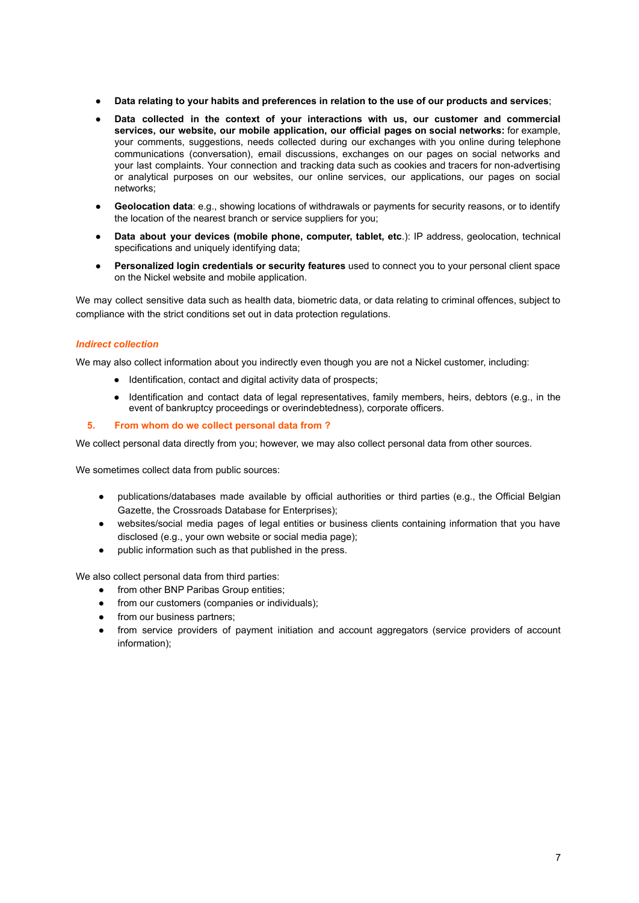- **Data relating to your habits and preferences in relation to the use of our products and services**;
- **Data collected in the context of your interactions with us, our customer and commercial services, our website, our mobile application, our official pages on social networks:** for example, your comments, suggestions, needs collected during our exchanges with you online during telephone communications (conversation), email discussions, exchanges on our pages on social networks and your last complaints. Your connection and tracking data such as cookies and tracers for non-advertising or analytical purposes on our websites, our online services, our applications, our pages on social networks;
- **Geolocation data**: e.g., showing locations of withdrawals or payments for security reasons, or to identify the location of the nearest branch or service suppliers for you;
- **Data about your devices (mobile phone, computer, tablet, etc**.): IP address, geolocation, technical specifications and uniquely identifying data;
- **Personalized login credentials or security features** used to connect you to your personal client space on the Nickel website and mobile application.

We may collect sensitive data such as health data, biometric data, or data relating to criminal offences, subject to compliance with the strict conditions set out in data protection regulations.

***Indirect collection***

We may also collect information about you indirectly even though you are not a Nickel customer, including:

- Identification, contact and digital activity data of prospects;
- Identification and contact data of legal representatives, family members, heirs, debtors (e.g., in the event of bankruptcy proceedings or overindebtedness), corporate officers.

## 5. From whom do we collect personal data from ?

We collect personal data directly from you; however, we may also collect personal data from other sources.

We sometimes collect data from public sources:

- publications/databases made available by official authorities or third parties (e.g., the Official Belgian Gazette, the Crossroads Database for Enterprises);
- websites/social media pages of legal entities or business clients containing information that you have disclosed (e.g., your own website or social media page);
- public information such as that published in the press.

We also collect personal data from third parties:

- from other BNP Paribas Group entities;
- from our customers (companies or individuals);
- from our business partners;
- from service providers of payment initiation and account aggregators (service providers of account information);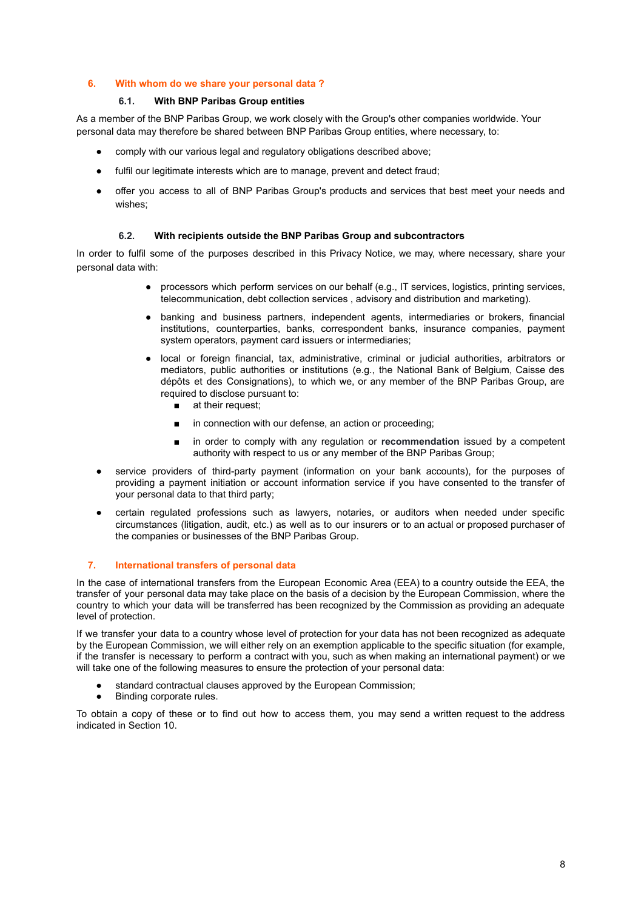## 6. With whom do we share your personal data ?

### 6.1. With BNP Paribas Group entities

As a member of the BNP Paribas Group, we work closely with the Group's other companies worldwide. Your personal data may therefore be shared between BNP Paribas Group entities, where necessary, to:

- comply with our various legal and regulatory obligations described above;
- fulfil our legitimate interests which are to manage, prevent and detect fraud;
- offer you access to all of BNP Paribas Group's products and services that best meet your needs and wishes;

### 6.2. With recipients outside the BNP Paribas Group and subcontractors

In order to fulfil some of the purposes described in this Privacy Notice, we may, where necessary, share your personal data with:

- processors which perform services on our behalf (e.g., IT services, logistics, printing services, telecommunication, debt collection services , advisory and distribution and marketing).
- banking and business partners, independent agents, intermediaries or brokers, financial institutions, counterparties, banks, correspondent banks, insurance companies, payment system operators, payment card issuers or intermediaries;
- local or foreign financial, tax, administrative, criminal or judicial authorities, arbitrators or mediators, public authorities or institutions (e.g., the National Bank of Belgium, Caisse des dépôts et des Consignations), to which we, or any member of the BNP Paribas Group, are required to disclose pursuant to:
  - at their request;
  - in connection with our defense, an action or proceeding;
  - in order to comply with any regulation or **recommendation** issued by a competent authority with respect to us or any member of the BNP Paribas Group;
- service providers of third-party payment (information on your bank accounts), for the purposes of providing a payment initiation or account information service if you have consented to the transfer of your personal data to that third party;
- certain regulated professions such as lawyers, notaries, or auditors when needed under specific circumstances (litigation, audit, etc.) as well as to our insurers or to an actual or proposed purchaser of the companies or businesses of the BNP Paribas Group.

## 7. International transfers of personal data

In the case of international transfers from the European Economic Area (EEA) to a country outside the EEA, the transfer of your personal data may take place on the basis of a decision by the European Commission, where the country to which your data will be transferred has been recognized by the Commission as providing an adequate level of protection.

If we transfer your data to a country whose level of protection for your data has not been recognized as adequate by the European Commission, we will either rely on an exemption applicable to the specific situation (for example, if the transfer is necessary to perform a contract with you, such as when making an international payment) or we will take one of the following measures to ensure the protection of your personal data:

- standard contractual clauses approved by the European Commission;
- Binding corporate rules.

To obtain a copy of these or to find out how to access them, you may send a written request to the address indicated in Section 10.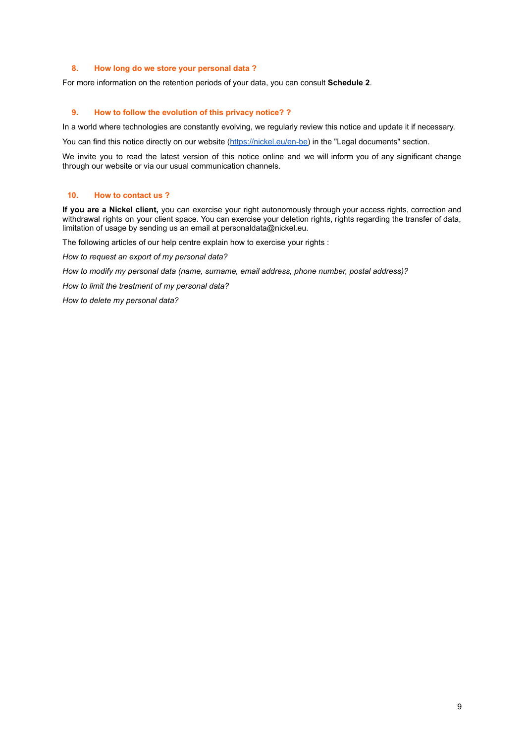## 8. How long do we store your personal data ?

For more information on the retention periods of your data, you can consult **Schedule 2**.

## 9. How to follow the evolution of this privacy notice? ?

In a world where technologies are constantly evolving, we regularly review this notice and update it if necessary.

You can find this notice directly on our website ([https://nickel.eu/en-be](https://nickel.eu/en-be)) in the "Legal documents" section.

We invite you to read the latest version of this notice online and we will inform you of any significant change through our website or via our usual communication channels.

## 10. How to contact us ?

**If you are a Nickel client,** you can exercise your right autonomously through your access rights, correction and withdrawal rights on your client space. You can exercise your deletion rights, rights regarding the transfer of data, limitation of usage by sending us an email at personaldata@nickel.eu.

The following articles of our help centre explain how to exercise your rights :

*How to request an export of my personal data?*

*How to modify my personal data (name, surname, email address, phone number, postal address)?*

*How to limit the treatment of my personal data?*

*How to delete my personal data?*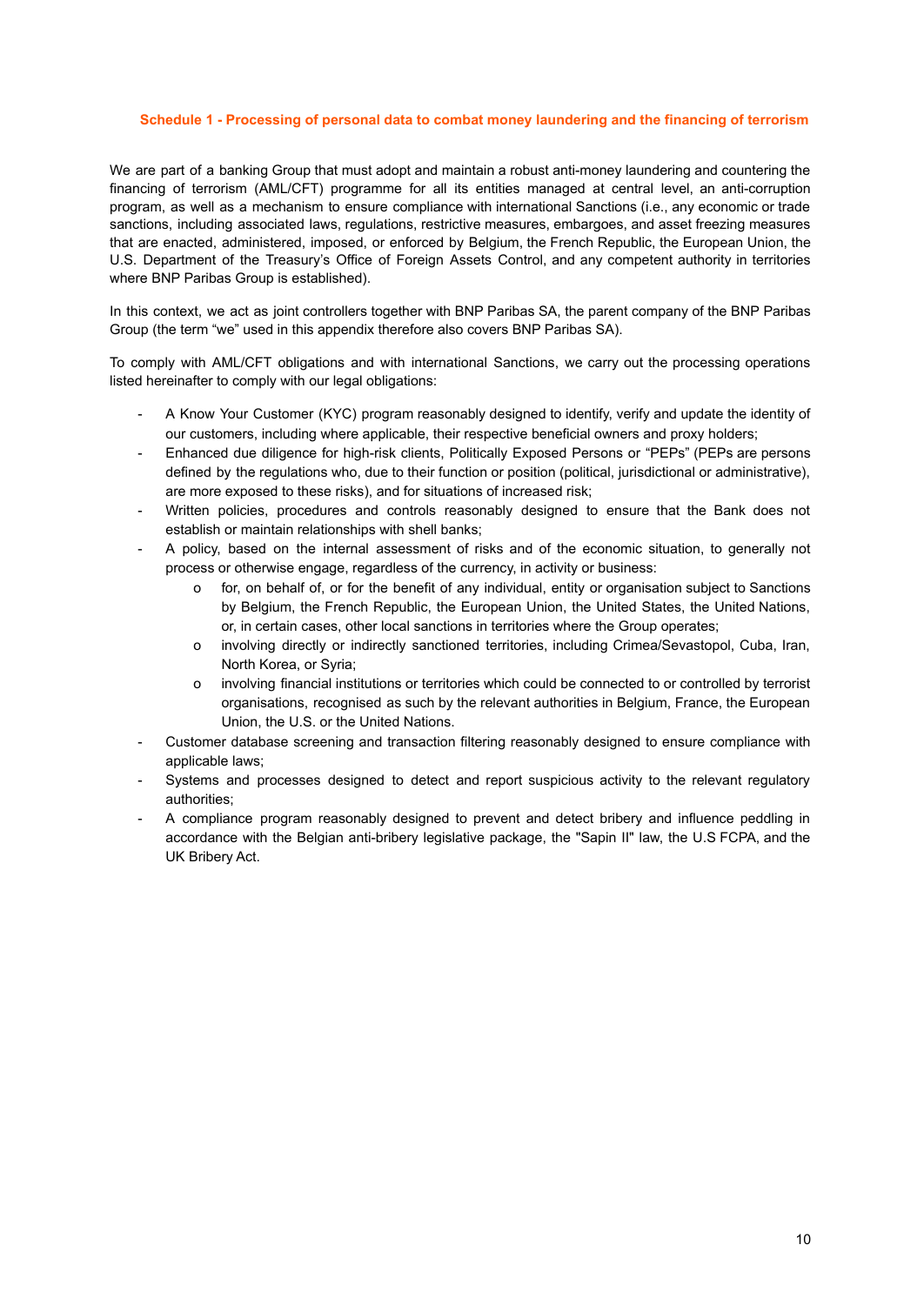## Schedule 1 - Processing of personal data to combat money laundering and the financing of terrorism

We are part of a banking Group that must adopt and maintain a robust anti-money laundering and countering the financing of terrorism (AML/CFT) programme for all its entities managed at central level, an anti-corruption program, as well as a mechanism to ensure compliance with international Sanctions (i.e., any economic or trade sanctions, including associated laws, regulations, restrictive measures, embargoes, and asset freezing measures that are enacted, administered, imposed, or enforced by Belgium, the French Republic, the European Union, the U.S. Department of the Treasury's Office of Foreign Assets Control, and any competent authority in territories where BNP Paribas Group is established).

In this context, we act as joint controllers together with BNP Paribas SA, the parent company of the BNP Paribas Group (the term "we" used in this appendix therefore also covers BNP Paribas SA).

To comply with AML/CFT obligations and with international Sanctions, we carry out the processing operations listed hereinafter to comply with our legal obligations:

- A Know Your Customer (KYC) program reasonably designed to identify, verify and update the identity of our customers, including where applicable, their respective beneficial owners and proxy holders;
- Enhanced due diligence for high-risk clients, Politically Exposed Persons or "PEPs" (PEPs are persons defined by the regulations who, due to their function or position (political, jurisdictional or administrative), are more exposed to these risks), and for situations of increased risk;
- Written policies, procedures and controls reasonably designed to ensure that the Bank does not establish or maintain relationships with shell banks;
- A policy, based on the internal assessment of risks and of the economic situation, to generally not process or otherwise engage, regardless of the currency, in activity or business:
  - for, on behalf of, or for the benefit of any individual, entity or organisation subject to Sanctions by Belgium, the French Republic, the European Union, the United States, the United Nations, or, in certain cases, other local sanctions in territories where the Group operates;
  - involving directly or indirectly sanctioned territories, including Crimea/Sevastopol, Cuba, Iran, North Korea, or Syria;
  - involving financial institutions or territories which could be connected to or controlled by terrorist organisations, recognised as such by the relevant authorities in Belgium, France, the European Union, the U.S. or the United Nations.
- Customer database screening and transaction filtering reasonably designed to ensure compliance with applicable laws;
- Systems and processes designed to detect and report suspicious activity to the relevant regulatory authorities;
- A compliance program reasonably designed to prevent and detect bribery and influence peddling in accordance with the Belgian anti-bribery legislative package, the "Sapin II" law, the U.S FCPA, and the UK Bribery Act.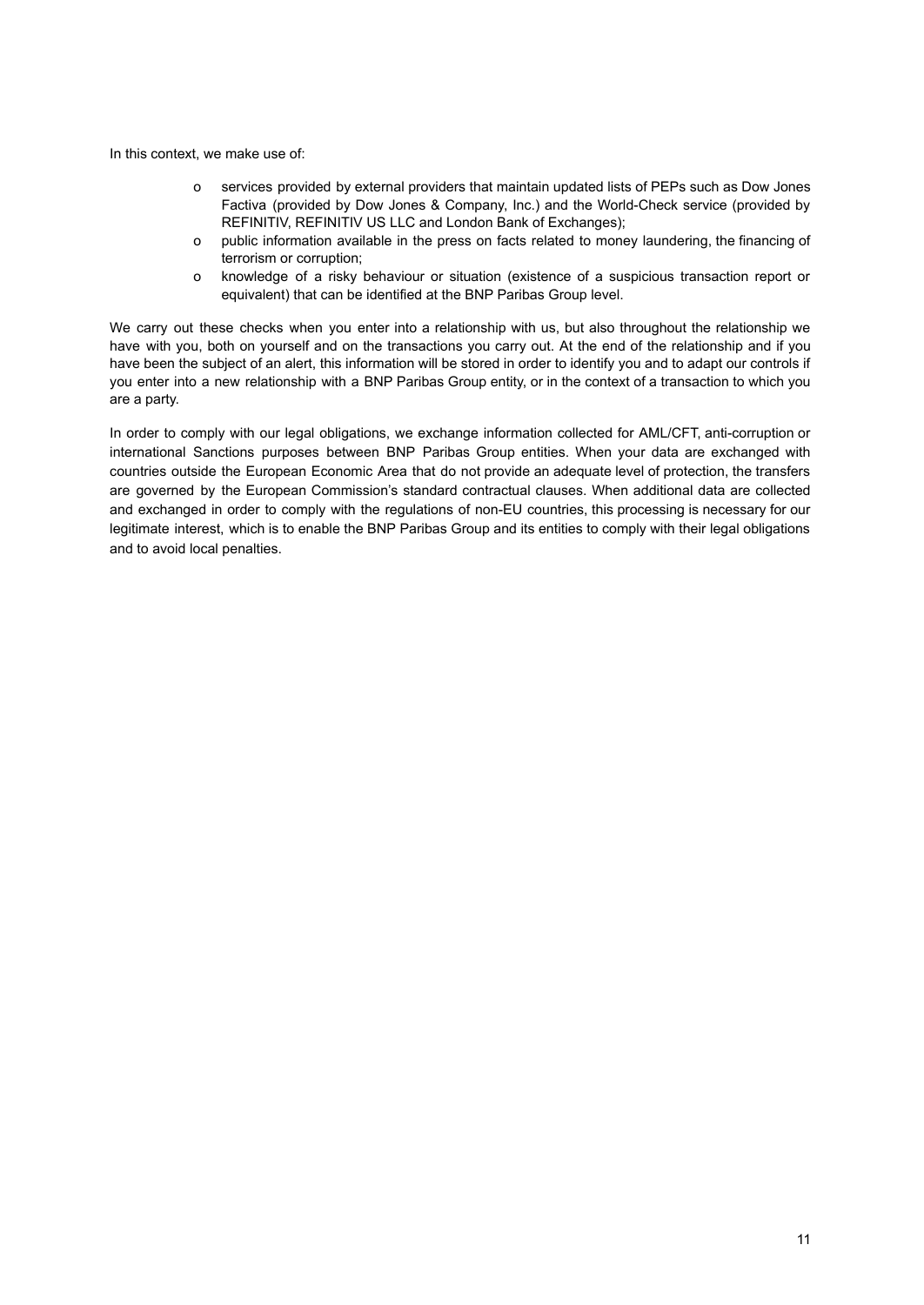In this context, we make use of:

- services provided by external providers that maintain updated lists of PEPs such as Dow Jones Factiva (provided by Dow Jones & Company, Inc.) and the World-Check service (provided by REFINITIV, REFINITIV US LLC and London Bank of Exchanges);
- public information available in the press on facts related to money laundering, the financing of terrorism or corruption;
- knowledge of a risky behaviour or situation (existence of a suspicious transaction report or equivalent) that can be identified at the BNP Paribas Group level.

We carry out these checks when you enter into a relationship with us, but also throughout the relationship we have with you, both on yourself and on the transactions you carry out. At the end of the relationship and if you have been the subject of an alert, this information will be stored in order to identify you and to adapt our controls if you enter into a new relationship with a BNP Paribas Group entity, or in the context of a transaction to which you are a party.

In order to comply with our legal obligations, we exchange information collected for AML/CFT, anti-corruption or international Sanctions purposes between BNP Paribas Group entities. When your data are exchanged with countries outside the European Economic Area that do not provide an adequate level of protection, the transfers are governed by the European Commission's standard contractual clauses. When additional data are collected and exchanged in order to comply with the regulations of non-EU countries, this processing is necessary for our legitimate interest, which is to enable the BNP Paribas Group and its entities to comply with their legal obligations and to avoid local penalties.